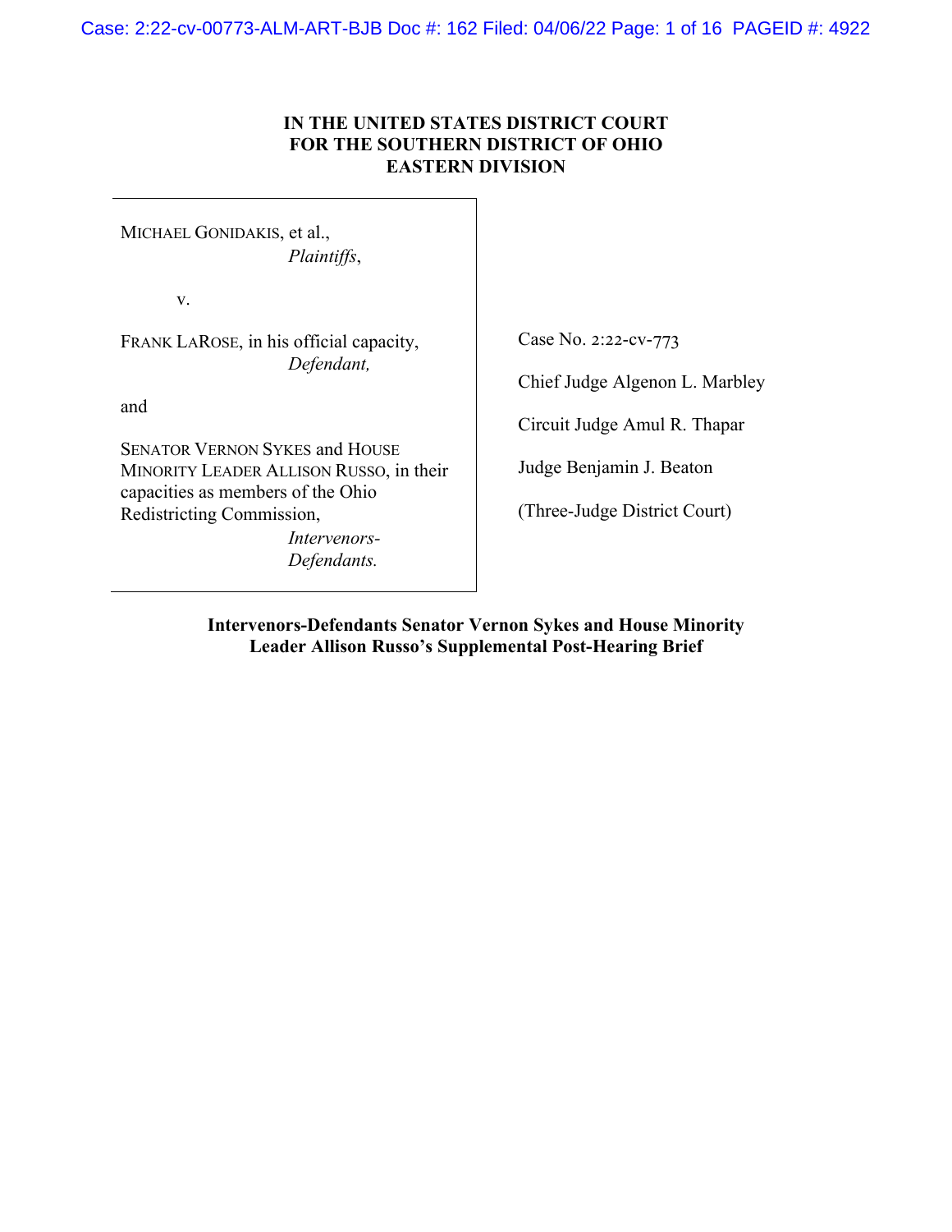**IN THE UNITED STATES DISTRICT COURT**
**FOR THE SOUTHERN DISTRICT OF OHIO**
**EASTERN DIVISION**

MICHAEL GONIDAKIS, et al.,
*Plaintiffs*,

v.

FRANK LAROSE, in his official capacity,
*Defendant,*

and

SENATOR VERNON SYKES and HOUSE MINORITY LEADER ALLISON RUSSO, in their capacities as members of the Ohio Redistricting Commission,
*Intervenors-Defendants.*

Case No. 2:22-cv-773

Chief Judge Algenon L. Marbley

Circuit Judge Amul R. Thapar

Judge Benjamin J. Beaton

(Three-Judge District Court)

**Intervenors-Defendants Senator Vernon Sykes and House Minority Leader Allison Russo's Supplemental Post-Hearing Brief**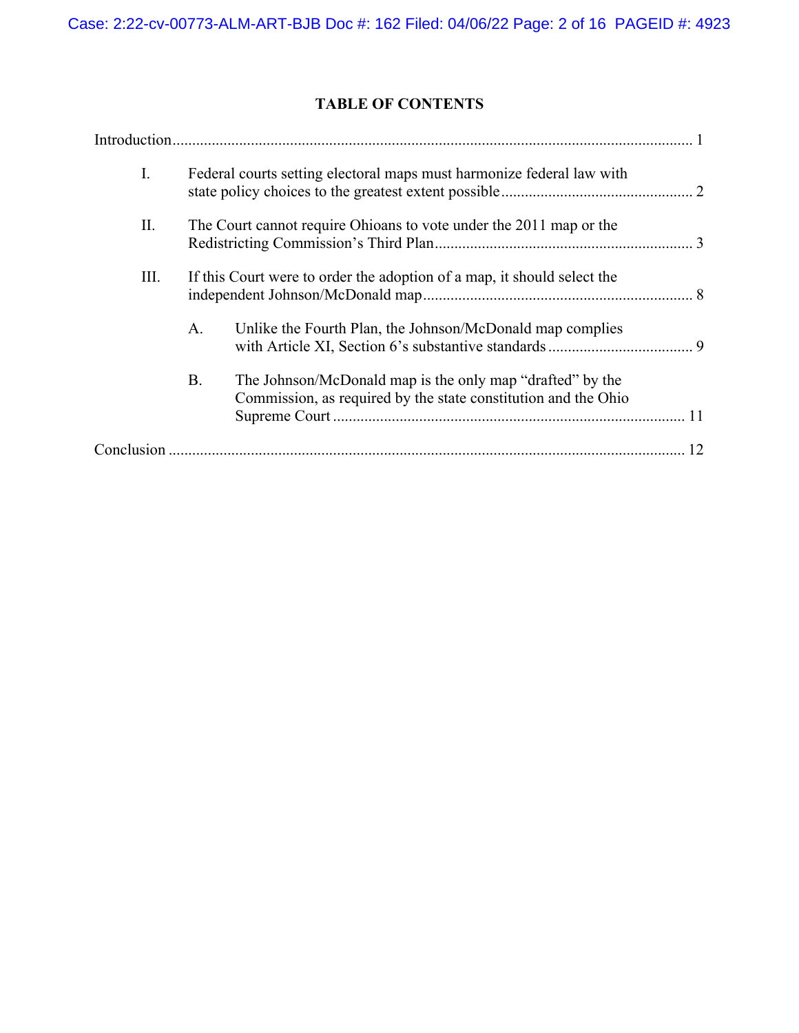## TABLE OF CONTENTS

Introduction ..... 1

I. Federal courts setting electoral maps must harmonize federal law with state policy choices to the greatest extent possible ..... 2

II. The Court cannot require Ohioans to vote under the 2011 map or the Redistricting Commission's Third Plan ..... 3

III. If this Court were to order the adoption of a map, it should select the independent Johnson/McDonald map ..... 8

A. Unlike the Fourth Plan, the Johnson/McDonald map complies with Article XI, Section 6's substantive standards ..... 9

B. The Johnson/McDonald map is the only map "drafted" by the Commission, as required by the state constitution and the Ohio Supreme Court ..... 11

Conclusion ..... 12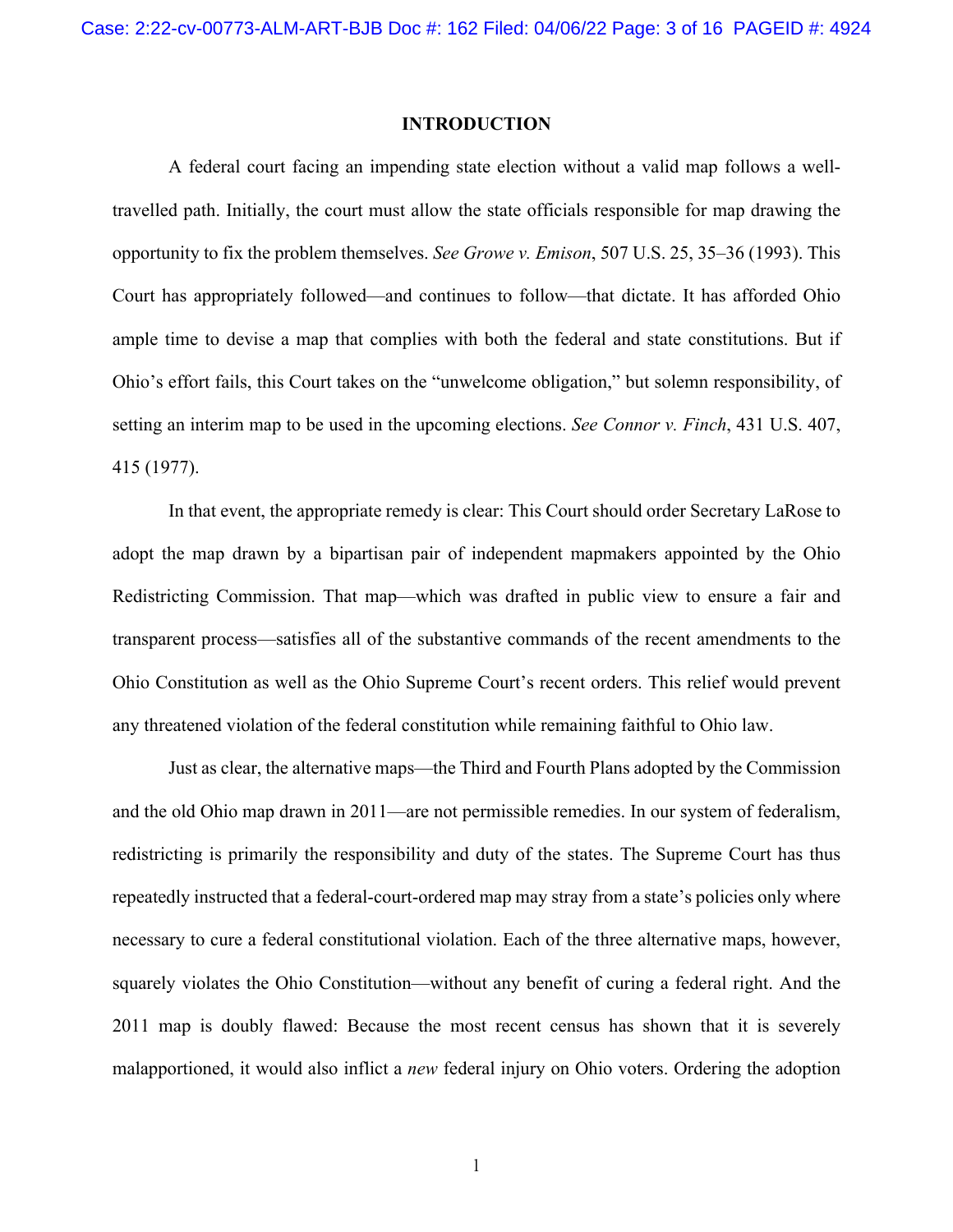**INTRODUCTION**

A federal court facing an impending state election without a valid map follows a well-travelled path. Initially, the court must allow the state officials responsible for map drawing the opportunity to fix the problem themselves. *See Growe v. Emison*, 507 U.S. 25, 35–36 (1993). This Court has appropriately followed—and continues to follow—that dictate. It has afforded Ohio ample time to devise a map that complies with both the federal and state constitutions. But if Ohio's effort fails, this Court takes on the "unwelcome obligation," but solemn responsibility, of setting an interim map to be used in the upcoming elections. *See Connor v. Finch*, 431 U.S. 407, 415 (1977).

In that event, the appropriate remedy is clear: This Court should order Secretary LaRose to adopt the map drawn by a bipartisan pair of independent mapmakers appointed by the Ohio Redistricting Commission. That map—which was drafted in public view to ensure a fair and transparent process—satisfies all of the substantive commands of the recent amendments to the Ohio Constitution as well as the Ohio Supreme Court's recent orders. This relief would prevent any threatened violation of the federal constitution while remaining faithful to Ohio law.

Just as clear, the alternative maps—the Third and Fourth Plans adopted by the Commission and the old Ohio map drawn in 2011—are not permissible remedies. In our system of federalism, redistricting is primarily the responsibility and duty of the states. The Supreme Court has thus repeatedly instructed that a federal-court-ordered map may stray from a state's policies only where necessary to cure a federal constitutional violation. Each of the three alternative maps, however, squarely violates the Ohio Constitution—without any benefit of curing a federal right. And the 2011 map is doubly flawed: Because the most recent census has shown that it is severely malapportioned, it would also inflict a *new* federal injury on Ohio voters. Ordering the adoption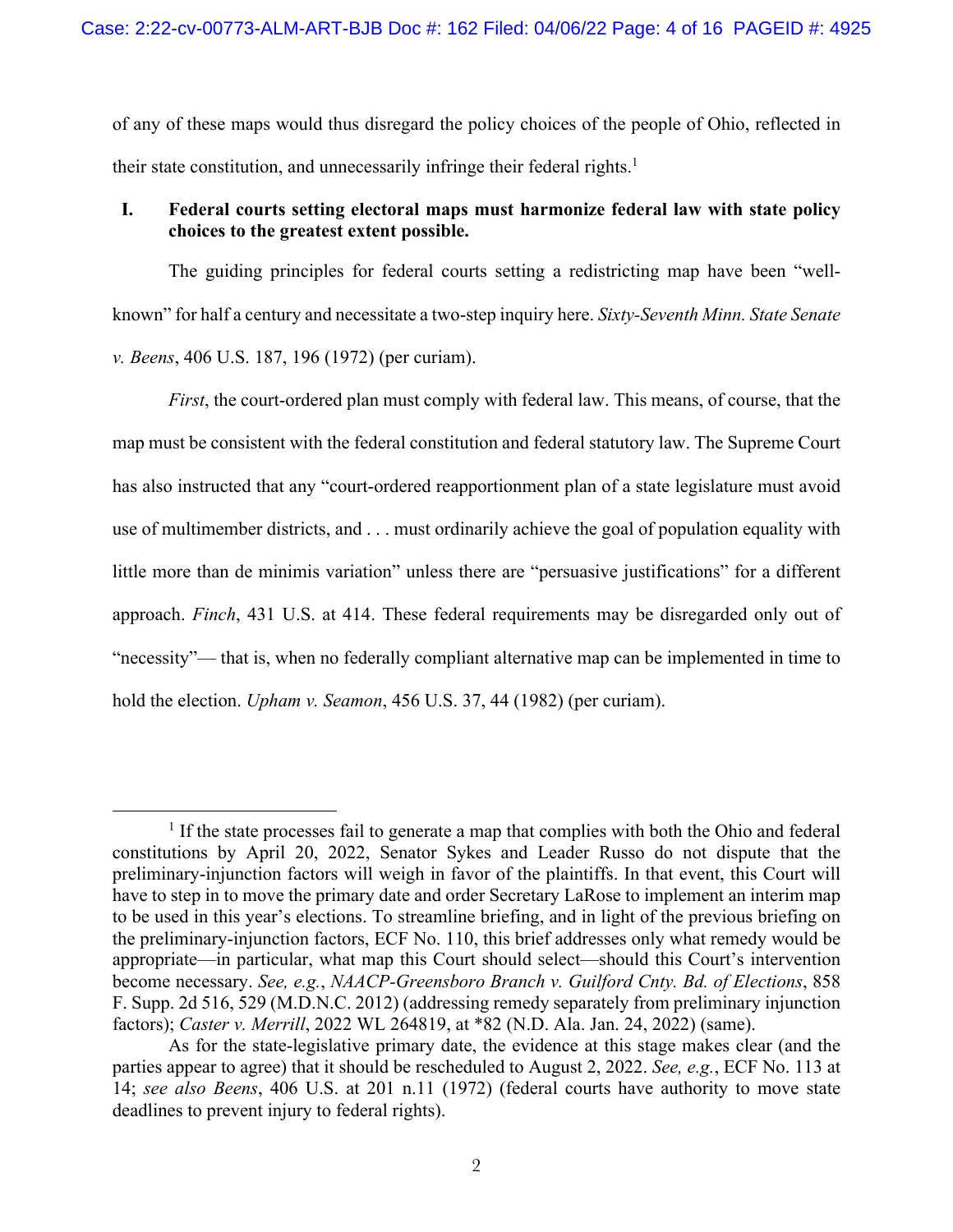of any of these maps would thus disregard the policy choices of the people of Ohio, reflected in their state constitution, and unnecessarily infringe their federal rights.[1]

## I. Federal courts setting electoral maps must harmonize federal law with state policy choices to the greatest extent possible.

The guiding principles for federal courts setting a redistricting map have been "well-known" for half a century and necessitate a two-step inquiry here. *Sixty-Seventh Minn. State Senate v. Beens*, 406 U.S. 187, 196 (1972) (per curiam).

*First*, the court-ordered plan must comply with federal law. This means, of course, that the map must be consistent with the federal constitution and federal statutory law. The Supreme Court has also instructed that any "court-ordered reapportionment plan of a state legislature must avoid use of multimember districts, and . . . must ordinarily achieve the goal of population equality with little more than de minimis variation" unless there are "persuasive justifications" for a different approach. *Finch*, 431 U.S. at 414. These federal requirements may be disregarded only out of "necessity"— that is, when no federally compliant alternative map can be implemented in time to hold the election. *Upham v. Seamon*, 456 U.S. 37, 44 (1982) (per curiam).

---

[1] If the state processes fail to generate a map that complies with both the Ohio and federal constitutions by April 20, 2022, Senator Sykes and Leader Russo do not dispute that the preliminary-injunction factors will weigh in favor of the plaintiffs. In that event, this Court will have to step in to move the primary date and order Secretary LaRose to implement an interim map to be used in this year's elections. To streamline briefing, and in light of the previous briefing on the preliminary-injunction factors, ECF No. 110, this brief addresses only what remedy would be appropriate—in particular, what map this Court should select—should this Court's intervention become necessary. *See, e.g.*, *NAACP-Greensboro Branch v. Guilford Cnty. Bd. of Elections*, 858 F. Supp. 2d 516, 529 (M.D.N.C. 2012) (addressing remedy separately from preliminary injunction factors); *Caster v. Merrill*, 2022 WL 264819, at *82 (N.D. Ala. Jan. 24, 2022) (same).

As for the state-legislative primary date, the evidence at this stage makes clear (and the parties appear to agree) that it should be rescheduled to August 2, 2022. *See, e.g.*, ECF No. 113 at 14; *see also Beens*, 406 U.S. at 201 n.11 (1972) (federal courts have authority to move state deadlines to prevent injury to federal rights).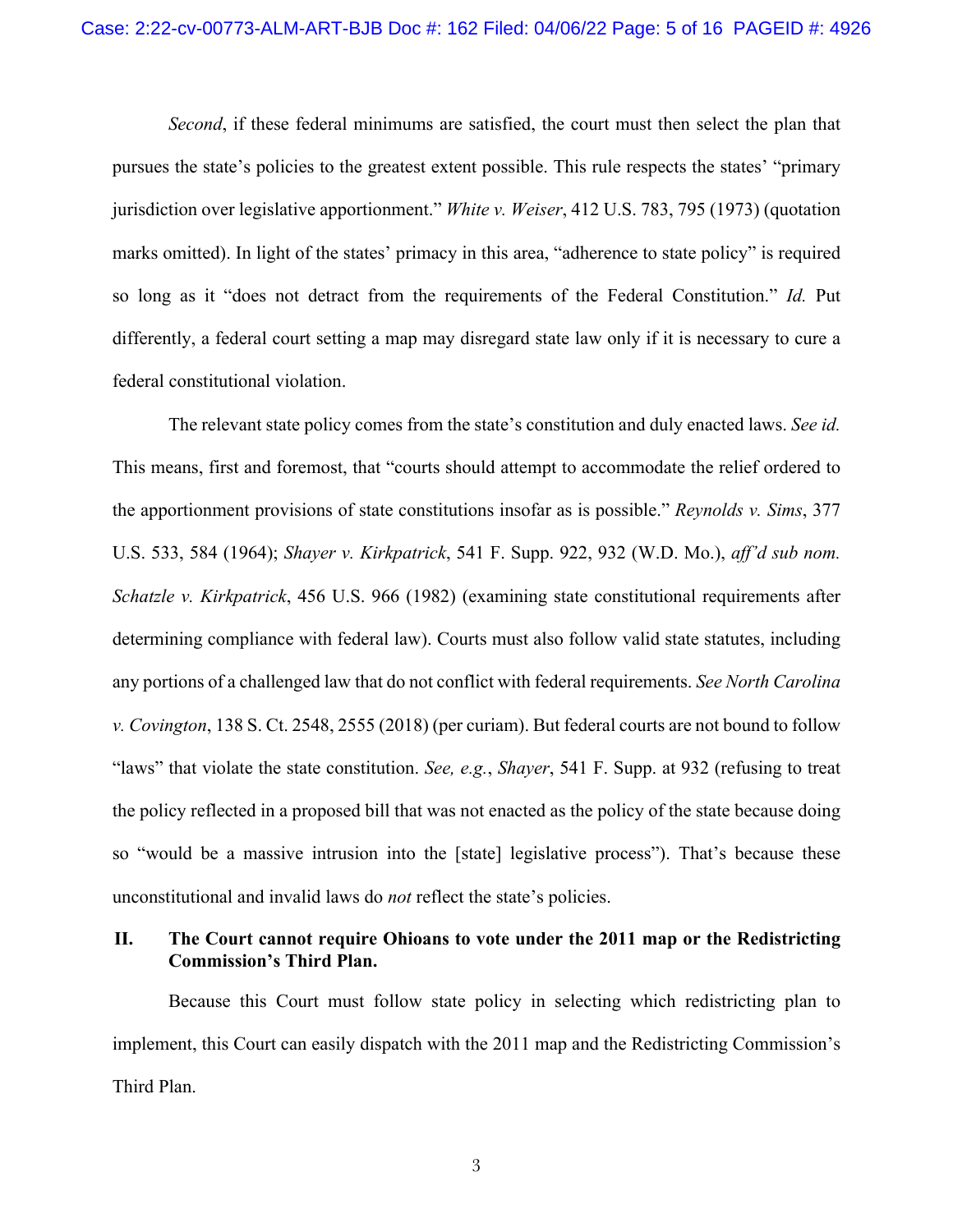*Second*, if these federal minimums are satisfied, the court must then select the plan that pursues the state's policies to the greatest extent possible. This rule respects the states' "primary jurisdiction over legislative apportionment." *White v. Weiser*, 412 U.S. 783, 795 (1973) (quotation marks omitted). In light of the states' primacy in this area, "adherence to state policy" is required so long as it "does not detract from the requirements of the Federal Constitution." *Id.* Put differently, a federal court setting a map may disregard state law only if it is necessary to cure a federal constitutional violation.

The relevant state policy comes from the state's constitution and duly enacted laws. *See id.* This means, first and foremost, that "courts should attempt to accommodate the relief ordered to the apportionment provisions of state constitutions insofar as is possible." *Reynolds v. Sims*, 377 U.S. 533, 584 (1964); *Shayer v. Kirkpatrick*, 541 F. Supp. 922, 932 (W.D. Mo.), *aff'd sub nom. Schatzle v. Kirkpatrick*, 456 U.S. 966 (1982) (examining state constitutional requirements after determining compliance with federal law). Courts must also follow valid state statutes, including any portions of a challenged law that do not conflict with federal requirements. *See North Carolina v. Covington*, 138 S. Ct. 2548, 2555 (2018) (per curiam). But federal courts are not bound to follow "laws" that violate the state constitution. *See, e.g.*, *Shayer*, 541 F. Supp. at 932 (refusing to treat the policy reflected in a proposed bill that was not enacted as the policy of the state because doing so "would be a massive intrusion into the [state] legislative process"). That's because these unconstitutional and invalid laws do *not* reflect the state's policies.

## II. The Court cannot require Ohioans to vote under the 2011 map or the Redistricting Commission's Third Plan.

Because this Court must follow state policy in selecting which redistricting plan to implement, this Court can easily dispatch with the 2011 map and the Redistricting Commission's Third Plan.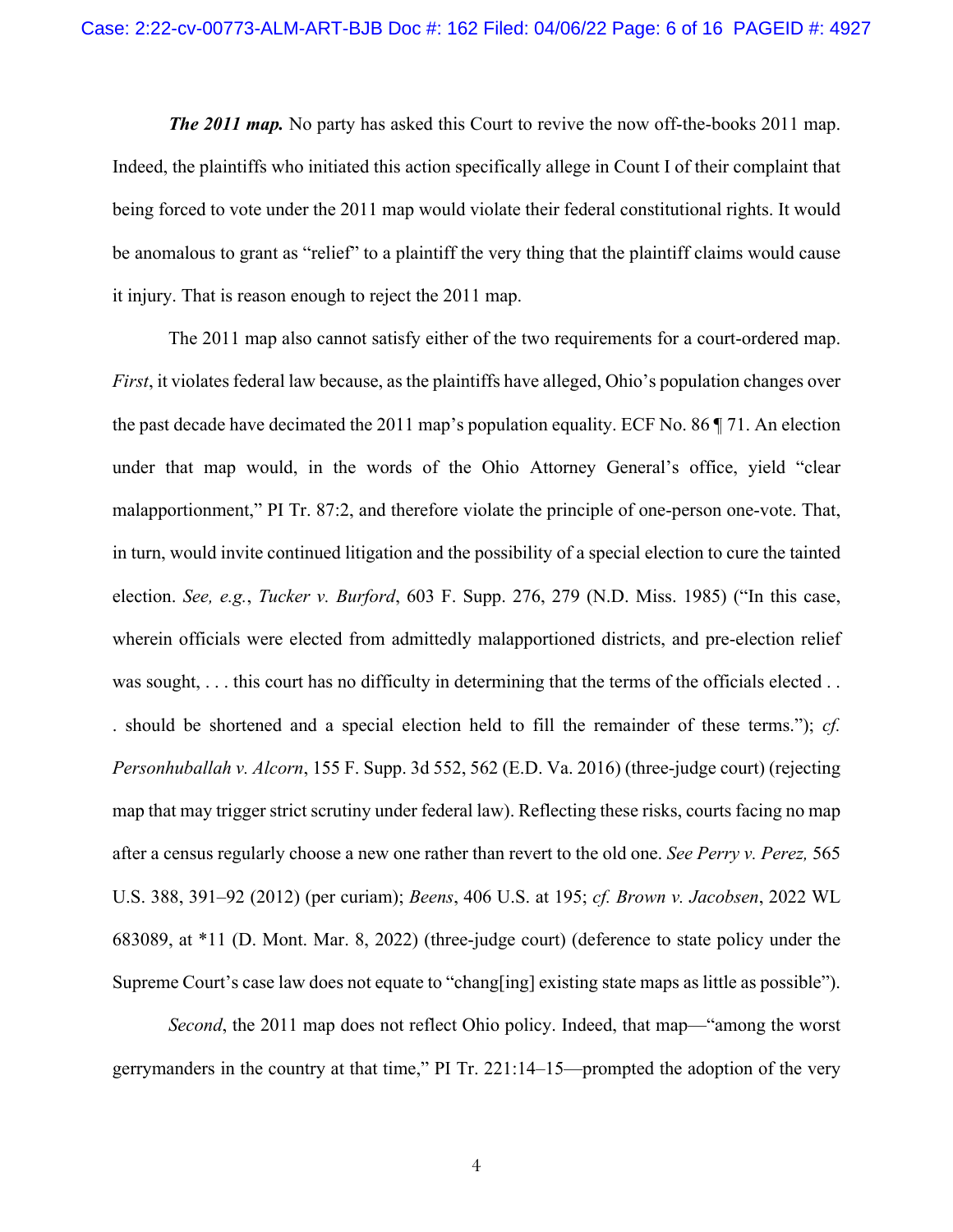***The 2011 map.*** No party has asked this Court to revive the now off-the-books 2011 map. Indeed, the plaintiffs who initiated this action specifically allege in Count I of their complaint that being forced to vote under the 2011 map would violate their federal constitutional rights. It would be anomalous to grant as "relief" to a plaintiff the very thing that the plaintiff claims would cause it injury. That is reason enough to reject the 2011 map.

The 2011 map also cannot satisfy either of the two requirements for a court-ordered map. *First*, it violates federal law because, as the plaintiffs have alleged, Ohio's population changes over the past decade have decimated the 2011 map's population equality. ECF No. 86 ¶ 71. An election under that map would, in the words of the Ohio Attorney General's office, yield "clear malapportionment," PI Tr. 87:2, and therefore violate the principle of one-person one-vote. That, in turn, would invite continued litigation and the possibility of a special election to cure the tainted election. *See, e.g.*, *Tucker v. Burford*, 603 F. Supp. 276, 279 (N.D. Miss. 1985) ("In this case, wherein officials were elected from admittedly malapportioned districts, and pre-election relief was sought, . . . this court has no difficulty in determining that the terms of the officials elected . . . should be shortened and a special election held to fill the remainder of these terms."); *cf. Personhuballah v. Alcorn*, 155 F. Supp. 3d 552, 562 (E.D. Va. 2016) (three-judge court) (rejecting map that may trigger strict scrutiny under federal law). Reflecting these risks, courts facing no map after a census regularly choose a new one rather than revert to the old one. *See Perry v. Perez,* 565 U.S. 388, 391–92 (2012) (per curiam); *Beens*, 406 U.S. at 195; *cf. Brown v. Jacobsen*, 2022 WL 683089, at *11 (D. Mont. Mar. 8, 2022) (three-judge court) (deference to state policy under the Supreme Court's case law does not equate to "chang[ing] existing state maps as little as possible").

*Second*, the 2011 map does not reflect Ohio policy. Indeed, that map—"among the worst gerrymanders in the country at that time," PI Tr. 221:14–15—prompted the adoption of the very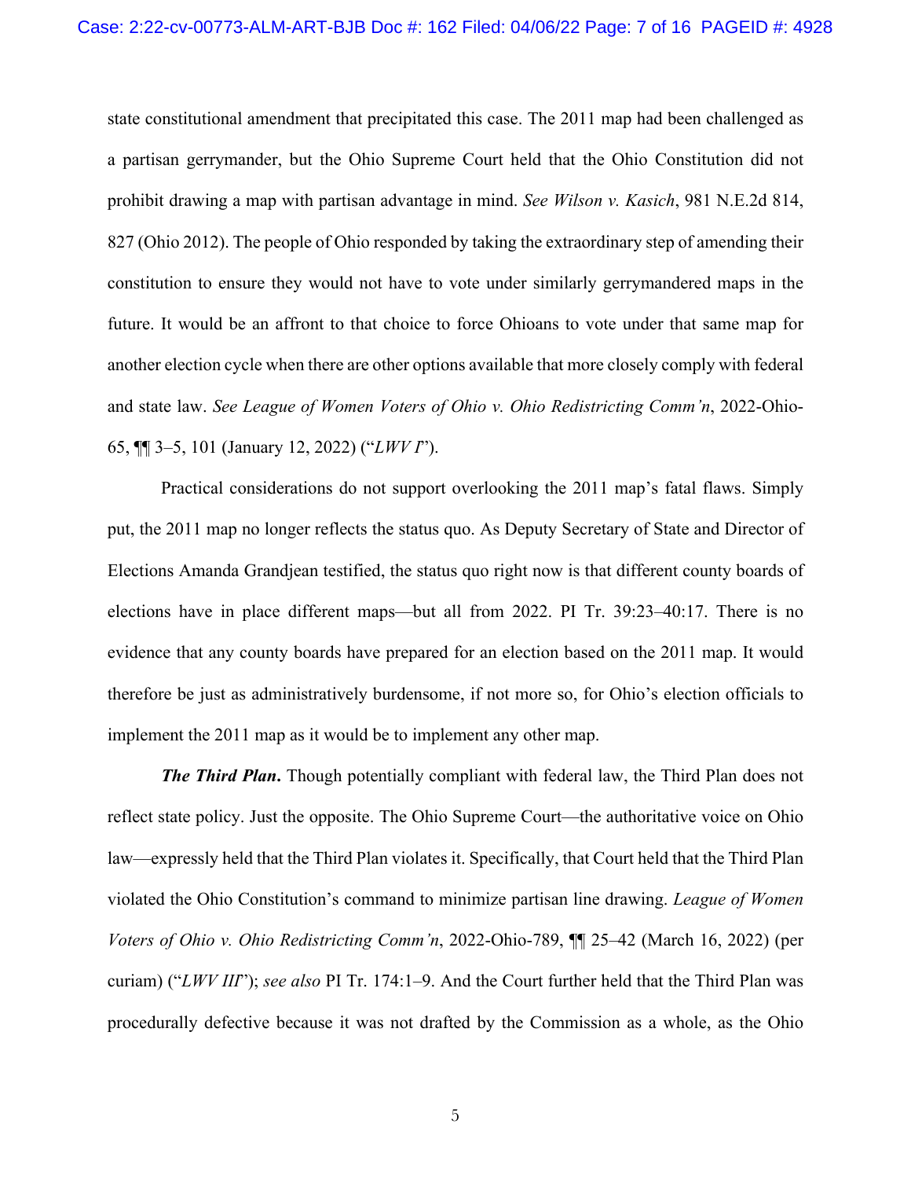state constitutional amendment that precipitated this case. The 2011 map had been challenged as a partisan gerrymander, but the Ohio Supreme Court held that the Ohio Constitution did not prohibit drawing a map with partisan advantage in mind. *See Wilson v. Kasich*, 981 N.E.2d 814, 827 (Ohio 2012). The people of Ohio responded by taking the extraordinary step of amending their constitution to ensure they would not have to vote under similarly gerrymandered maps in the future. It would be an affront to that choice to force Ohioans to vote under that same map for another election cycle when there are other options available that more closely comply with federal and state law. *See League of Women Voters of Ohio v. Ohio Redistricting Comm'n*, 2022-Ohio-65, ¶¶ 3–5, 101 (January 12, 2022) ("*LWV I*").

Practical considerations do not support overlooking the 2011 map's fatal flaws. Simply put, the 2011 map no longer reflects the status quo. As Deputy Secretary of State and Director of Elections Amanda Grandjean testified, the status quo right now is that different county boards of elections have in place different maps—but all from 2022. PI Tr. 39:23–40:17. There is no evidence that any county boards have prepared for an election based on the 2011 map. It would therefore be just as administratively burdensome, if not more so, for Ohio's election officials to implement the 2011 map as it would be to implement any other map.

***The Third Plan.*** Though potentially compliant with federal law, the Third Plan does not reflect state policy. Just the opposite. The Ohio Supreme Court—the authoritative voice on Ohio law—expressly held that the Third Plan violates it. Specifically, that Court held that the Third Plan violated the Ohio Constitution's command to minimize partisan line drawing. *League of Women Voters of Ohio v. Ohio Redistricting Comm'n*, 2022-Ohio-789, ¶¶ 25–42 (March 16, 2022) (per curiam) ("*LWV III*"); *see also* PI Tr. 174:1–9. And the Court further held that the Third Plan was procedurally defective because it was not drafted by the Commission as a whole, as the Ohio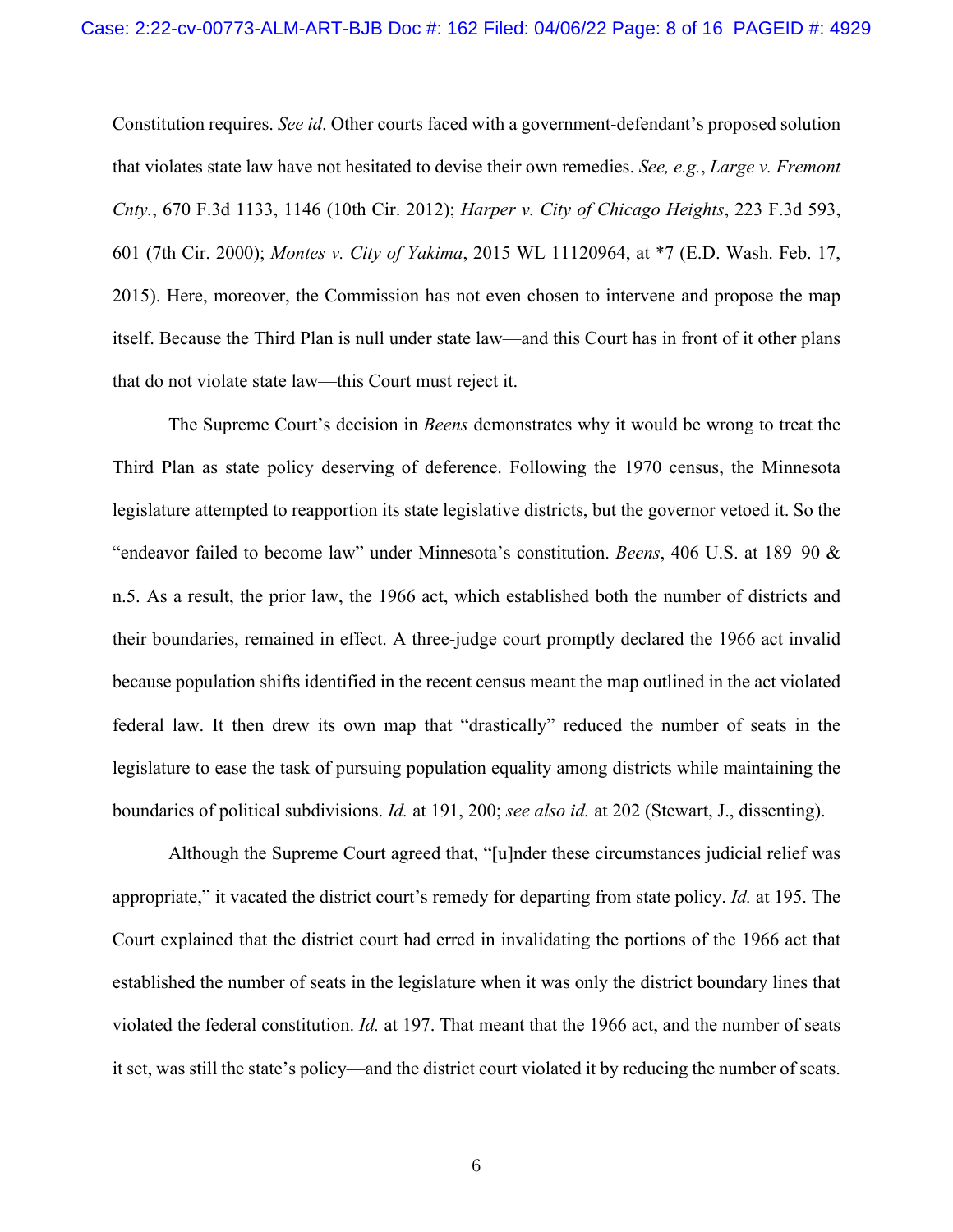Constitution requires. *See id*. Other courts faced with a government-defendant's proposed solution that violates state law have not hesitated to devise their own remedies. *See, e.g.*, *Large v. Fremont Cnty.*, 670 F.3d 1133, 1146 (10th Cir. 2012); *Harper v. City of Chicago Heights*, 223 F.3d 593, 601 (7th Cir. 2000); *Montes v. City of Yakima*, 2015 WL 11120964, at *7 (E.D. Wash. Feb. 17, 2015). Here, moreover, the Commission has not even chosen to intervene and propose the map itself. Because the Third Plan is null under state law—and this Court has in front of it other plans that do not violate state law—this Court must reject it.

The Supreme Court's decision in *Beens* demonstrates why it would be wrong to treat the Third Plan as state policy deserving of deference. Following the 1970 census, the Minnesota legislature attempted to reapportion its state legislative districts, but the governor vetoed it. So the "endeavor failed to become law" under Minnesota's constitution. *Beens*, 406 U.S. at 189–90 & n.5. As a result, the prior law, the 1966 act, which established both the number of districts and their boundaries, remained in effect. A three-judge court promptly declared the 1966 act invalid because population shifts identified in the recent census meant the map outlined in the act violated federal law. It then drew its own map that "drastically" reduced the number of seats in the legislature to ease the task of pursuing population equality among districts while maintaining the boundaries of political subdivisions. *Id.* at 191, 200; *see also id.* at 202 (Stewart, J., dissenting).

Although the Supreme Court agreed that, "[u]nder these circumstances judicial relief was appropriate," it vacated the district court's remedy for departing from state policy. *Id.* at 195. The Court explained that the district court had erred in invalidating the portions of the 1966 act that established the number of seats in the legislature when it was only the district boundary lines that violated the federal constitution. *Id.* at 197. That meant that the 1966 act, and the number of seats it set, was still the state's policy—and the district court violated it by reducing the number of seats.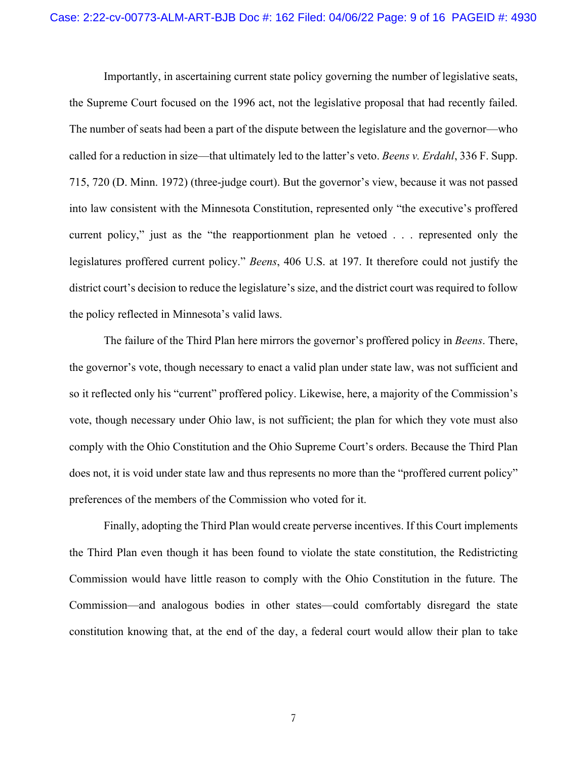Importantly, in ascertaining current state policy governing the number of legislative seats, the Supreme Court focused on the 1996 act, not the legislative proposal that had recently failed. The number of seats had been a part of the dispute between the legislature and the governor—who called for a reduction in size—that ultimately led to the latter's veto. *Beens v. Erdahl*, 336 F. Supp. 715, 720 (D. Minn. 1972) (three-judge court). But the governor's view, because it was not passed into law consistent with the Minnesota Constitution, represented only "the executive's proffered current policy," just as the "the reapportionment plan he vetoed . . . represented only the legislatures proffered current policy." *Beens*, 406 U.S. at 197. It therefore could not justify the district court's decision to reduce the legislature's size, and the district court was required to follow the policy reflected in Minnesota's valid laws.

The failure of the Third Plan here mirrors the governor's proffered policy in *Beens*. There, the governor's vote, though necessary to enact a valid plan under state law, was not sufficient and so it reflected only his "current" proffered policy. Likewise, here, a majority of the Commission's vote, though necessary under Ohio law, is not sufficient; the plan for which they vote must also comply with the Ohio Constitution and the Ohio Supreme Court's orders. Because the Third Plan does not, it is void under state law and thus represents no more than the "proffered current policy" preferences of the members of the Commission who voted for it.

Finally, adopting the Third Plan would create perverse incentives. If this Court implements the Third Plan even though it has been found to violate the state constitution, the Redistricting Commission would have little reason to comply with the Ohio Constitution in the future. The Commission—and analogous bodies in other states—could comfortably disregard the state constitution knowing that, at the end of the day, a federal court would allow their plan to take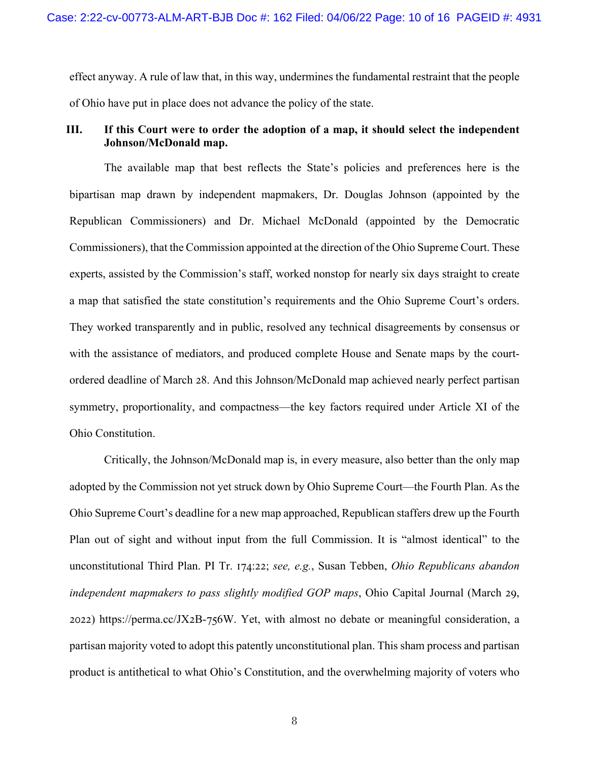effect anyway. A rule of law that, in this way, undermines the fundamental restraint that the people of Ohio have put in place does not advance the policy of the state.

## III. If this Court were to order the adoption of a map, it should select the independent Johnson/McDonald map.

The available map that best reflects the State's policies and preferences here is the bipartisan map drawn by independent mapmakers, Dr. Douglas Johnson (appointed by the Republican Commissioners) and Dr. Michael McDonald (appointed by the Democratic Commissioners), that the Commission appointed at the direction of the Ohio Supreme Court. These experts, assisted by the Commission's staff, worked nonstop for nearly six days straight to create a map that satisfied the state constitution's requirements and the Ohio Supreme Court's orders. They worked transparently and in public, resolved any technical disagreements by consensus or with the assistance of mediators, and produced complete House and Senate maps by the court-ordered deadline of March 28. And this Johnson/McDonald map achieved nearly perfect partisan symmetry, proportionality, and compactness—the key factors required under Article XI of the Ohio Constitution.

Critically, the Johnson/McDonald map is, in every measure, also better than the only map adopted by the Commission not yet struck down by Ohio Supreme Court—the Fourth Plan. As the Ohio Supreme Court's deadline for a new map approached, Republican staffers drew up the Fourth Plan out of sight and without input from the full Commission. It is "almost identical" to the unconstitutional Third Plan. PI Tr. 174:22; *see, e.g.*, Susan Tebben, *Ohio Republicans abandon independent mapmakers to pass slightly modified GOP maps*, Ohio Capital Journal (March 29, 2022) https://perma.cc/JX2B-756W. Yet, with almost no debate or meaningful consideration, a partisan majority voted to adopt this patently unconstitutional plan. This sham process and partisan product is antithetical to what Ohio's Constitution, and the overwhelming majority of voters who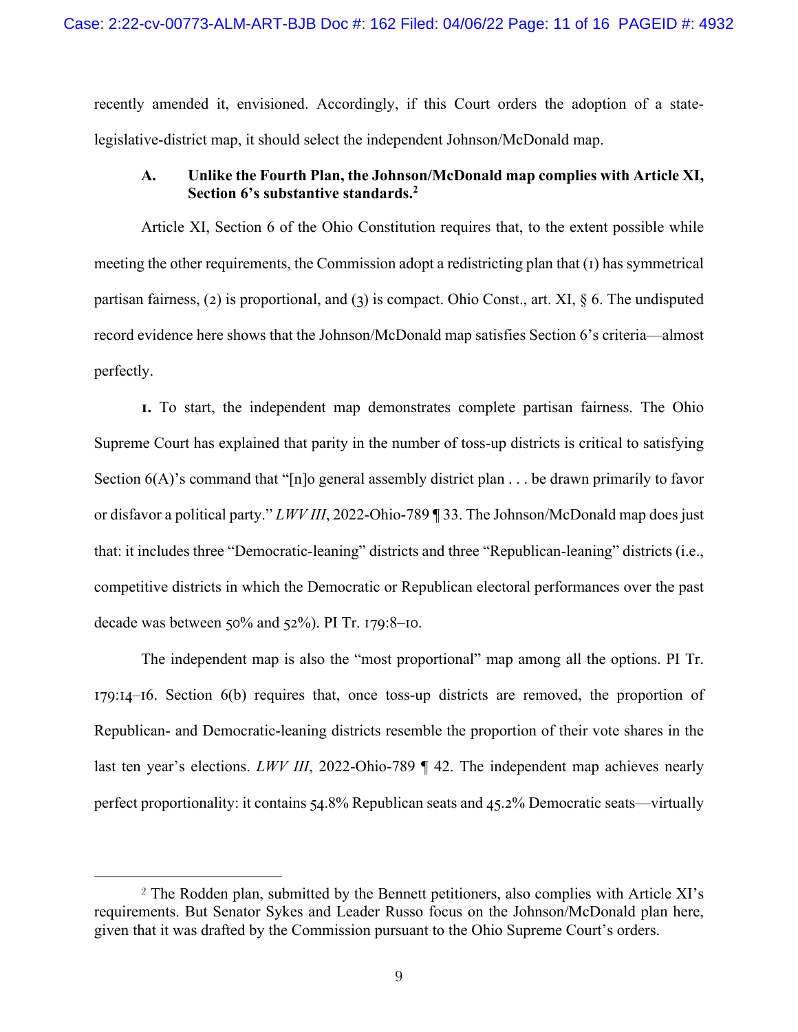recently amended it, envisioned. Accordingly, if this Court orders the adoption of a state-legislative-district map, it should select the independent Johnson/McDonald map.

### A. Unlike the Fourth Plan, the Johnson/McDonald map complies with Article XI, Section 6's substantive standards.[2]

Article XI, Section 6 of the Ohio Constitution requires that, to the extent possible while meeting the other requirements, the Commission adopt a redistricting plan that (1) has symmetrical partisan fairness, (2) is proportional, and (3) is compact. Ohio Const., art. XI, § 6. The undisputed record evidence here shows that the Johnson/McDonald map satisfies Section 6's criteria—almost perfectly.

**1.** To start, the independent map demonstrates complete partisan fairness. The Ohio Supreme Court has explained that parity in the number of toss-up districts is critical to satisfying Section 6(A)'s command that "[n]o general assembly district plan . . . be drawn primarily to favor or disfavor a political party." *LWV III*, 2022-Ohio-789 ¶ 33. The Johnson/McDonald map does just that: it includes three "Democratic-leaning" districts and three "Republican-leaning" districts (i.e., competitive districts in which the Democratic or Republican electoral performances over the past decade was between 50% and 52%). PI Tr. 179:8–10.

The independent map is also the "most proportional" map among all the options. PI Tr. 179:14–16. Section 6(b) requires that, once toss-up districts are removed, the proportion of Republican- and Democratic-leaning districts resemble the proportion of their vote shares in the last ten year's elections. *LWV III*, 2022-Ohio-789 ¶ 42. The independent map achieves nearly perfect proportionality: it contains 54.8% Republican seats and 45.2% Democratic seats—virtually

---

[2] The Rodden plan, submitted by the Bennett petitioners, also complies with Article XI's requirements. But Senator Sykes and Leader Russo focus on the Johnson/McDonald plan here, given that it was drafted by the Commission pursuant to the Ohio Supreme Court's orders.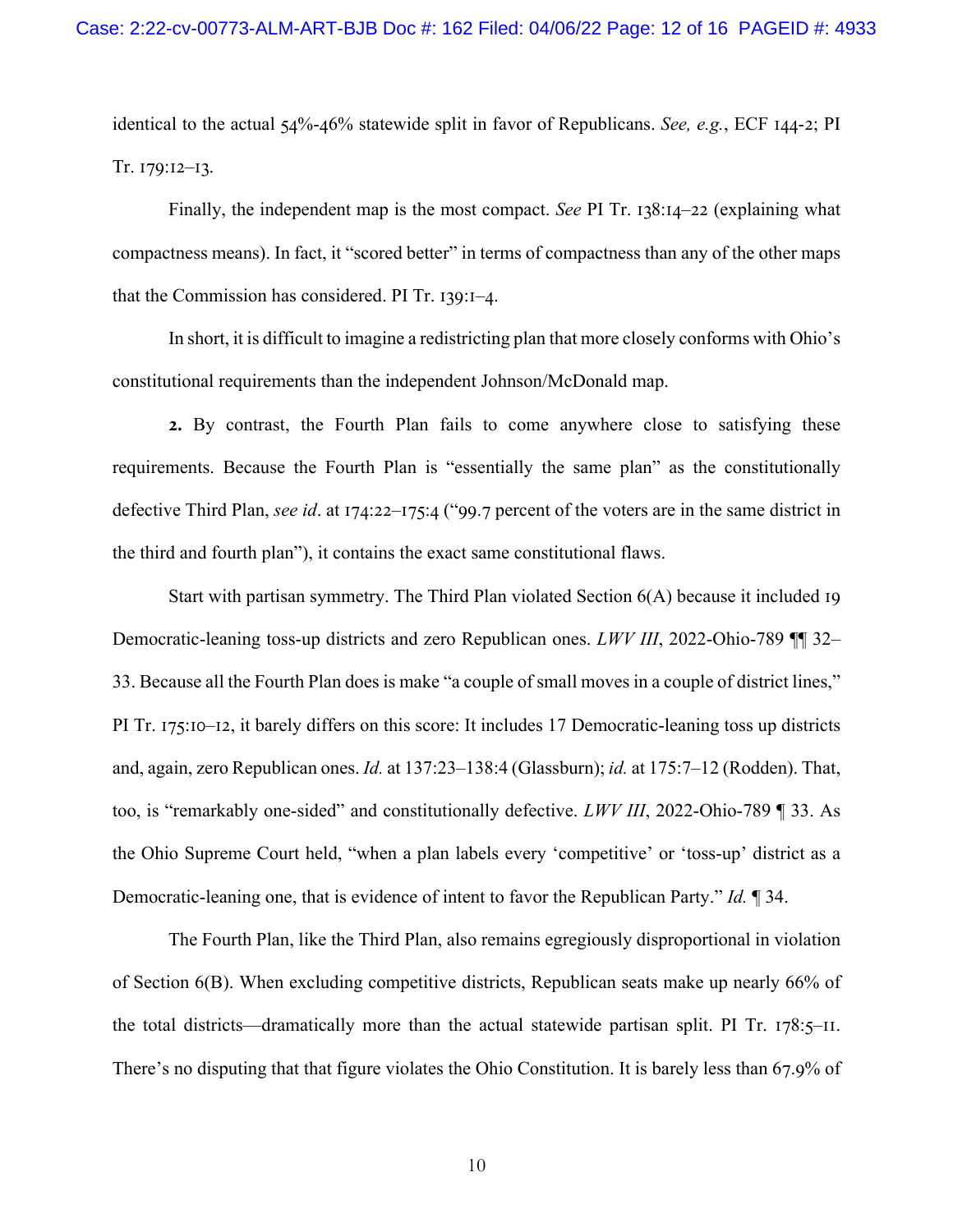identical to the actual 54%-46% statewide split in favor of Republicans. *See, e.g.*, ECF 144-2; PI Tr. 179:12–13.

Finally, the independent map is the most compact. *See* PI Tr. 138:14–22 (explaining what compactness means). In fact, it "scored better" in terms of compactness than any of the other maps that the Commission has considered. PI Tr. 139:1–4.

In short, it is difficult to imagine a redistricting plan that more closely conforms with Ohio's constitutional requirements than the independent Johnson/McDonald map.

**2.** By contrast, the Fourth Plan fails to come anywhere close to satisfying these requirements. Because the Fourth Plan is "essentially the same plan" as the constitutionally defective Third Plan, *see id*. at 174:22–175:4 ("99.7 percent of the voters are in the same district in the third and fourth plan"), it contains the exact same constitutional flaws.

Start with partisan symmetry. The Third Plan violated Section 6(A) because it included 19 Democratic-leaning toss-up districts and zero Republican ones. *LWV III*, 2022-Ohio-789 ¶¶ 32–33. Because all the Fourth Plan does is make "a couple of small moves in a couple of district lines," PI Tr. 175:10–12, it barely differs on this score: It includes 17 Democratic-leaning toss up districts and, again, zero Republican ones. *Id.* at 137:23–138:4 (Glassburn); *id.* at 175:7–12 (Rodden). That, too, is "remarkably one-sided" and constitutionally defective. *LWV III*, 2022-Ohio-789 ¶ 33. As the Ohio Supreme Court held, "when a plan labels every 'competitive' or 'toss-up' district as a Democratic-leaning one, that is evidence of intent to favor the Republican Party." *Id.* ¶ 34.

The Fourth Plan, like the Third Plan, also remains egregiously disproportional in violation of Section 6(B). When excluding competitive districts, Republican seats make up nearly 66% of the total districts—dramatically more than the actual statewide partisan split. PI Tr. 178:5–11. There's no disputing that that figure violates the Ohio Constitution. It is barely less than 67.9% of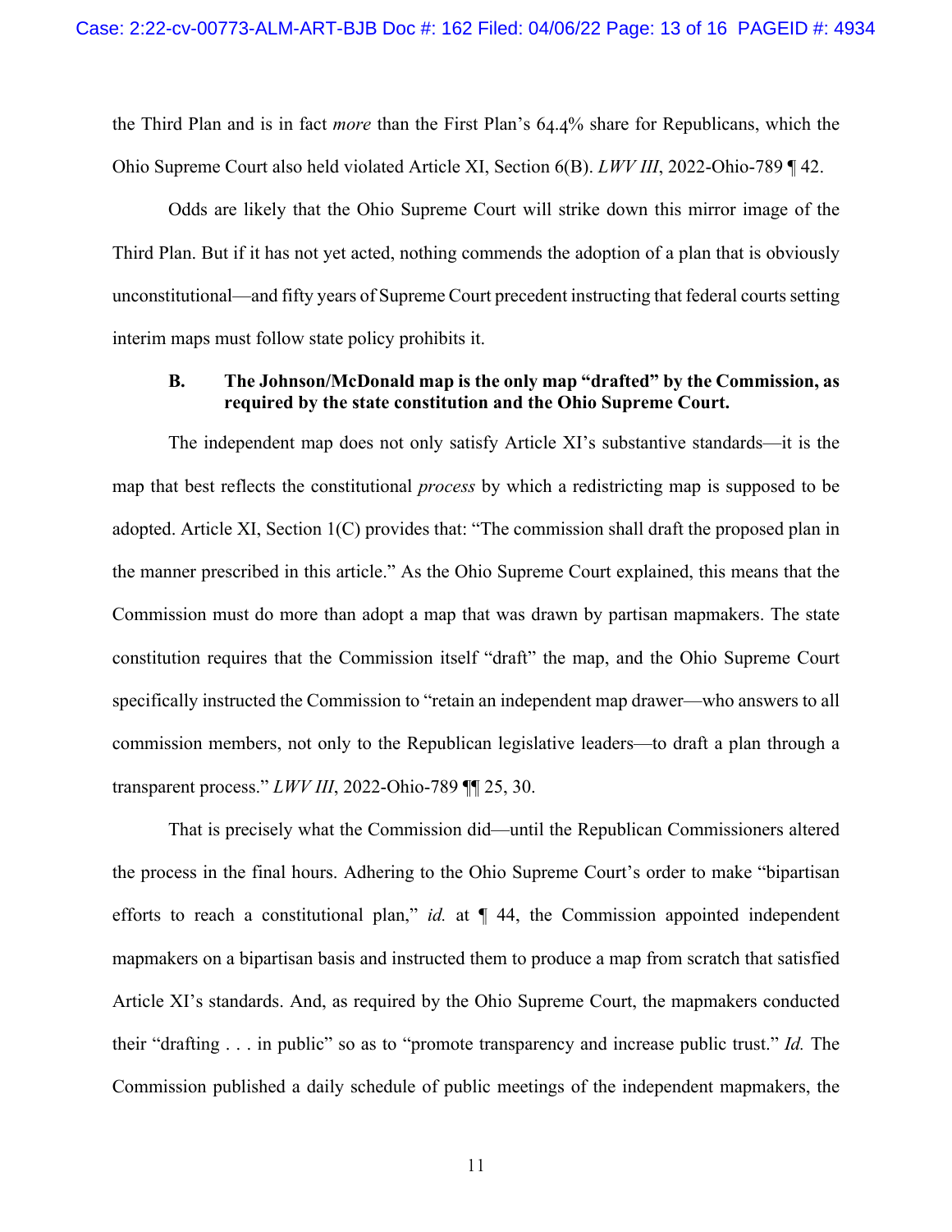the Third Plan and is in fact *more* than the First Plan's 64.4% share for Republicans, which the Ohio Supreme Court also held violated Article XI, Section 6(B). *LWV III*, 2022-Ohio-789 ¶ 42.

Odds are likely that the Ohio Supreme Court will strike down this mirror image of the Third Plan. But if it has not yet acted, nothing commends the adoption of a plan that is obviously unconstitutional—and fifty years of Supreme Court precedent instructing that federal courts setting interim maps must follow state policy prohibits it.

### B. The Johnson/McDonald map is the only map "drafted" by the Commission, as required by the state constitution and the Ohio Supreme Court.

The independent map does not only satisfy Article XI's substantive standards—it is the map that best reflects the constitutional *process* by which a redistricting map is supposed to be adopted. Article XI, Section 1(C) provides that: "The commission shall draft the proposed plan in the manner prescribed in this article." As the Ohio Supreme Court explained, this means that the Commission must do more than adopt a map that was drawn by partisan mapmakers. The state constitution requires that the Commission itself "draft" the map, and the Ohio Supreme Court specifically instructed the Commission to "retain an independent map drawer—who answers to all commission members, not only to the Republican legislative leaders—to draft a plan through a transparent process." *LWV III*, 2022-Ohio-789 ¶¶ 25, 30.

That is precisely what the Commission did—until the Republican Commissioners altered the process in the final hours. Adhering to the Ohio Supreme Court's order to make "bipartisan efforts to reach a constitutional plan," *id.* at ¶ 44, the Commission appointed independent mapmakers on a bipartisan basis and instructed them to produce a map from scratch that satisfied Article XI's standards. And, as required by the Ohio Supreme Court, the mapmakers conducted their "drafting . . . in public" so as to "promote transparency and increase public trust." *Id.* The Commission published a daily schedule of public meetings of the independent mapmakers, the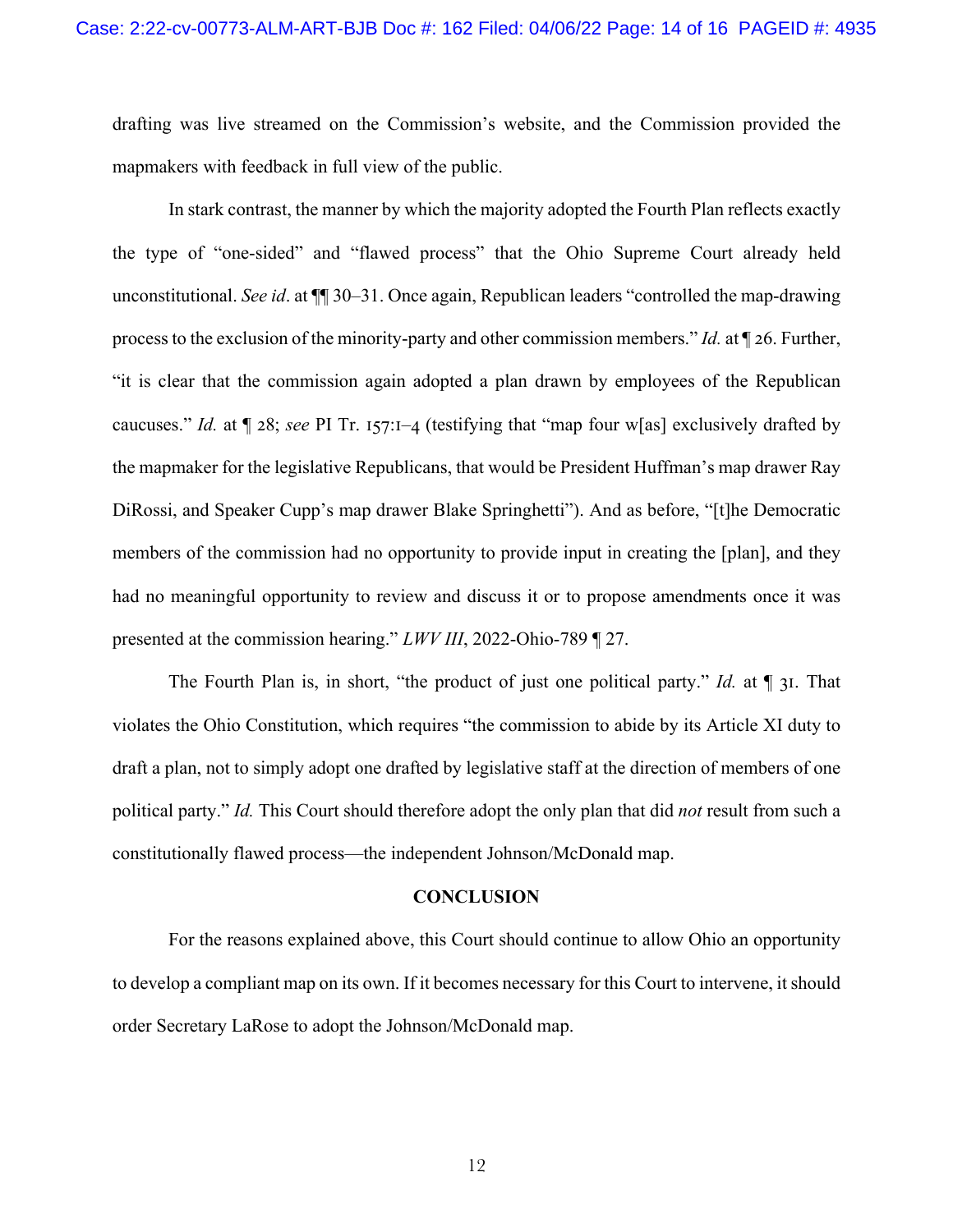drafting was live streamed on the Commission's website, and the Commission provided the mapmakers with feedback in full view of the public.

In stark contrast, the manner by which the majority adopted the Fourth Plan reflects exactly the type of "one-sided" and "flawed process" that the Ohio Supreme Court already held unconstitutional. *See id*. at ¶¶ 30–31. Once again, Republican leaders "controlled the map-drawing process to the exclusion of the minority-party and other commission members." *Id.* at ¶ 26. Further, "it is clear that the commission again adopted a plan drawn by employees of the Republican caucuses." *Id.* at ¶ 28; *see* PI Tr. 157:1–4 (testifying that "map four w[as] exclusively drafted by the mapmaker for the legislative Republicans, that would be President Huffman's map drawer Ray DiRossi, and Speaker Cupp's map drawer Blake Springhetti"). And as before, "[t]he Democratic members of the commission had no opportunity to provide input in creating the [plan], and they had no meaningful opportunity to review and discuss it or to propose amendments once it was presented at the commission hearing." *LWV III*, 2022-Ohio-789 ¶ 27.

The Fourth Plan is, in short, "the product of just one political party." *Id.* at ¶ 31. That violates the Ohio Constitution, which requires "the commission to abide by its Article XI duty to draft a plan, not to simply adopt one drafted by legislative staff at the direction of members of one political party." *Id.* This Court should therefore adopt the only plan that did *not* result from such a constitutionally flawed process—the independent Johnson/McDonald map.

## CONCLUSION

For the reasons explained above, this Court should continue to allow Ohio an opportunity to develop a compliant map on its own. If it becomes necessary for this Court to intervene, it should order Secretary LaRose to adopt the Johnson/McDonald map.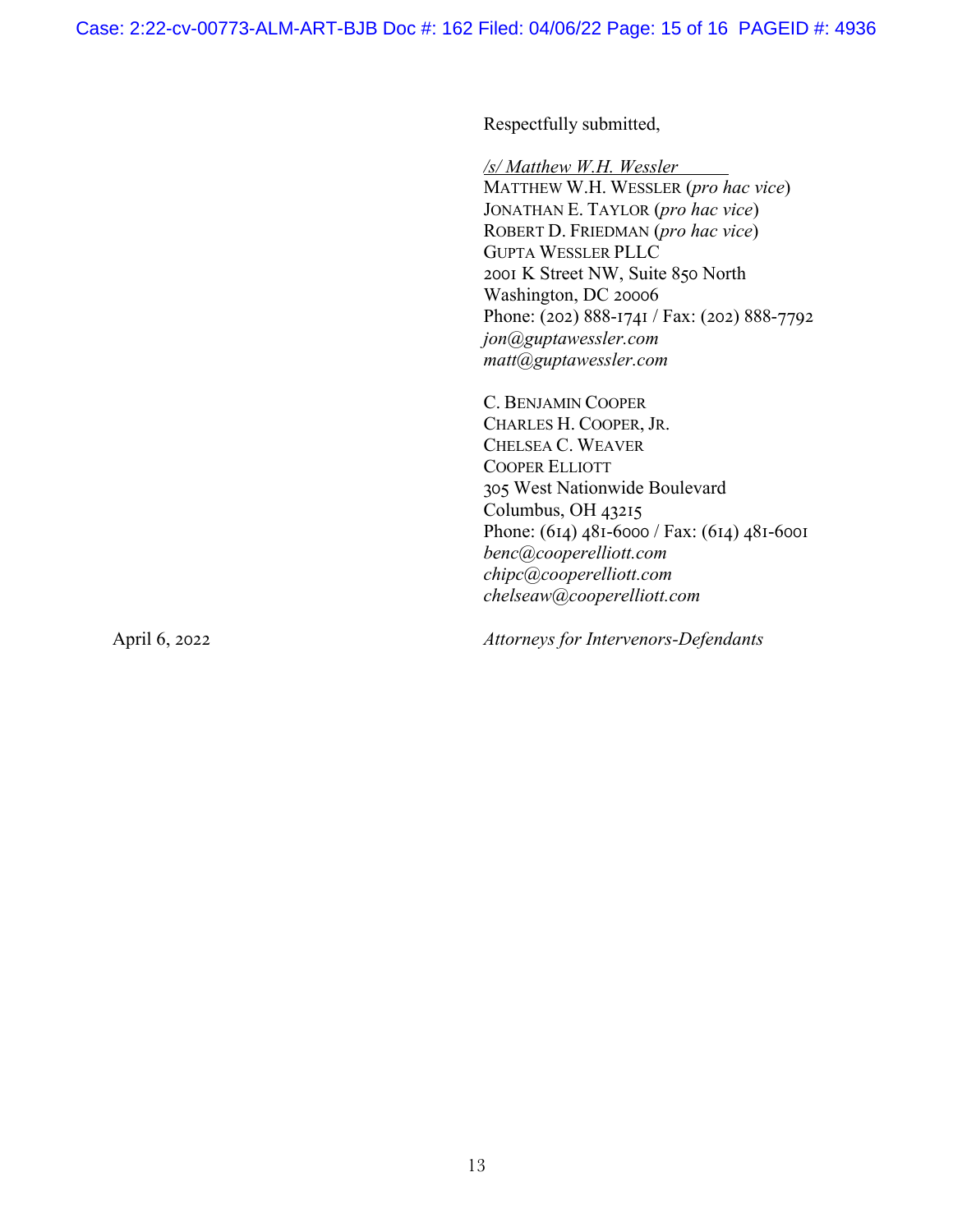Respectfully submitted,

*/s/ Matthew W.H. Wessler*
MATTHEW W.H. WESSLER (*pro hac vice*)
JONATHAN E. TAYLOR (*pro hac vice*)
ROBERT D. FRIEDMAN (*pro hac vice*)
GUPTA WESSLER PLLC
2001 K Street NW, Suite 850 North
Washington, DC 20006
Phone: (202) 888-1741 / Fax: (202) 888-7792
*jon@guptawessler.com*
*matt@guptawessler.com*

C. BENJAMIN COOPER
CHARLES H. COOPER, JR.
CHELSEA C. WEAVER
COOPER ELLIOTT
305 West Nationwide Boulevard
Columbus, OH 43215
Phone: (614) 481-6000 / Fax: (614) 481-6001
*benc@cooperelliott.com*
*chipc@cooperelliott.com*
*chelseaw@cooperelliott.com*

April 6, 2022

*Attorneys for Intervenors-Defendants*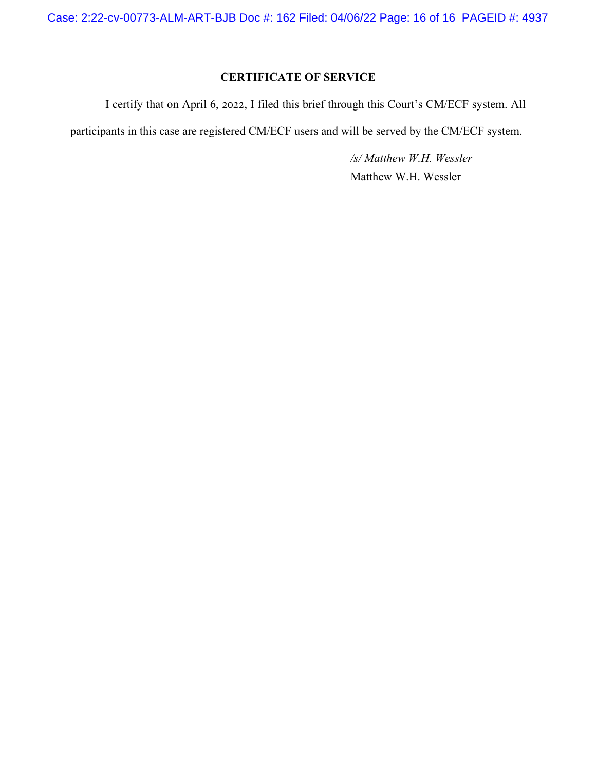## CERTIFICATE OF SERVICE

I certify that on April 6, 2022, I filed this brief through this Court's CM/ECF system. All participants in this case are registered CM/ECF users and will be served by the CM/ECF system.

*/s/ Matthew W.H. Wessler*
Matthew W.H. Wessler